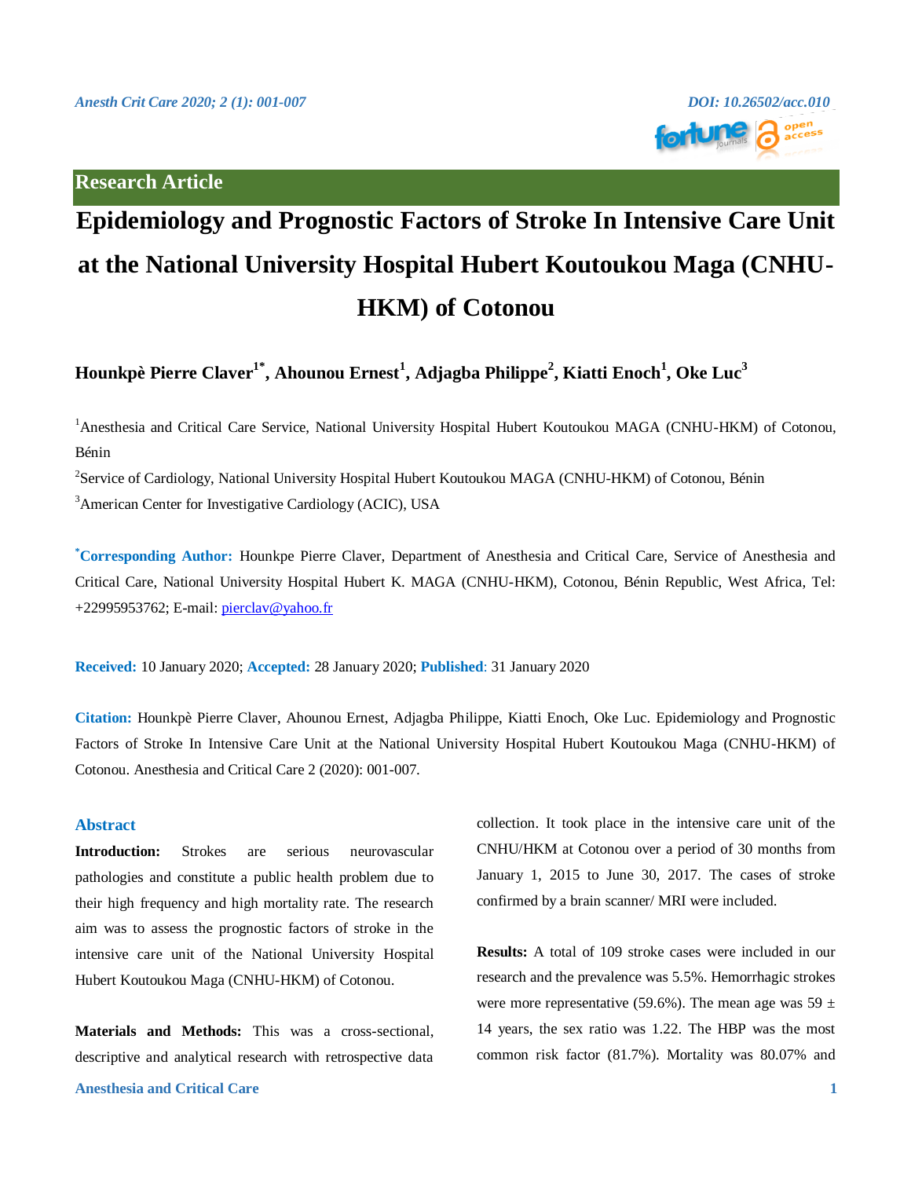Research Article

# Epidemiology and Prognostic Factors of Stroke In Intensive Care Unit at the National University Hospital Hubert Koutoukou Maga (CNHU-HKM) of Cotonou

**Hounkpè Pierre Claver[1*], Ahounou Ernest[1], Adjagba Philippe[2], Kiatti Enoch[1], Oke Luc[3]**

[1]Anesthesia and Critical Care Service, National University Hospital Hubert Koutoukou MAGA (CNHU-HKM) of Cotonou, Bénin

[2]Service of Cardiology, National University Hospital Hubert Koutoukou MAGA (CNHU-HKM) of Cotonou, Bénin

[3]American Center for Investigative Cardiology (ACIC), USA

**[*]Corresponding Author:** Hounkpe Pierre Claver, Department of Anesthesia and Critical Care, Service of Anesthesia and Critical Care, National University Hospital Hubert K. MAGA (CNHU-HKM), Cotonou, Bénin Republic, West Africa, Tel: +22995953762; E-mail: pierclav@yahoo.fr

**Received:** 10 January 2020; **Accepted:** 28 January 2020; **Published**: 31 January 2020

**Citation:** Hounkpè Pierre Claver, Ahounou Ernest, Adjagba Philippe, Kiatti Enoch, Oke Luc. Epidemiology and Prognostic Factors of Stroke In Intensive Care Unit at the National University Hospital Hubert Koutoukou Maga (CNHU-HKM) of Cotonou. Anesthesia and Critical Care 2 (2020): 001-007.

## Abstract

**Introduction:** Strokes are serious neurovascular pathologies and constitute a public health problem due to their high frequency and high mortality rate. The research aim was to assess the prognostic factors of stroke in the intensive care unit of the National University Hospital Hubert Koutoukou Maga (CNHU-HKM) of Cotonou.

**Materials and Methods:** This was a cross-sectional, descriptive and analytical research with retrospective data collection. It took place in the intensive care unit of the CNHU/HKM at Cotonou over a period of 30 months from January 1, 2015 to June 30, 2017. The cases of stroke confirmed by a brain scanner/ MRI were included.

**Results:** A total of 109 stroke cases were included in our research and the prevalence was 5.5%. Hemorrhagic strokes were more representative (59.6%). The mean age was 59 ± 14 years, the sex ratio was 1.22. The HBP was the most common risk factor (81.7%). Mortality was 80.07% and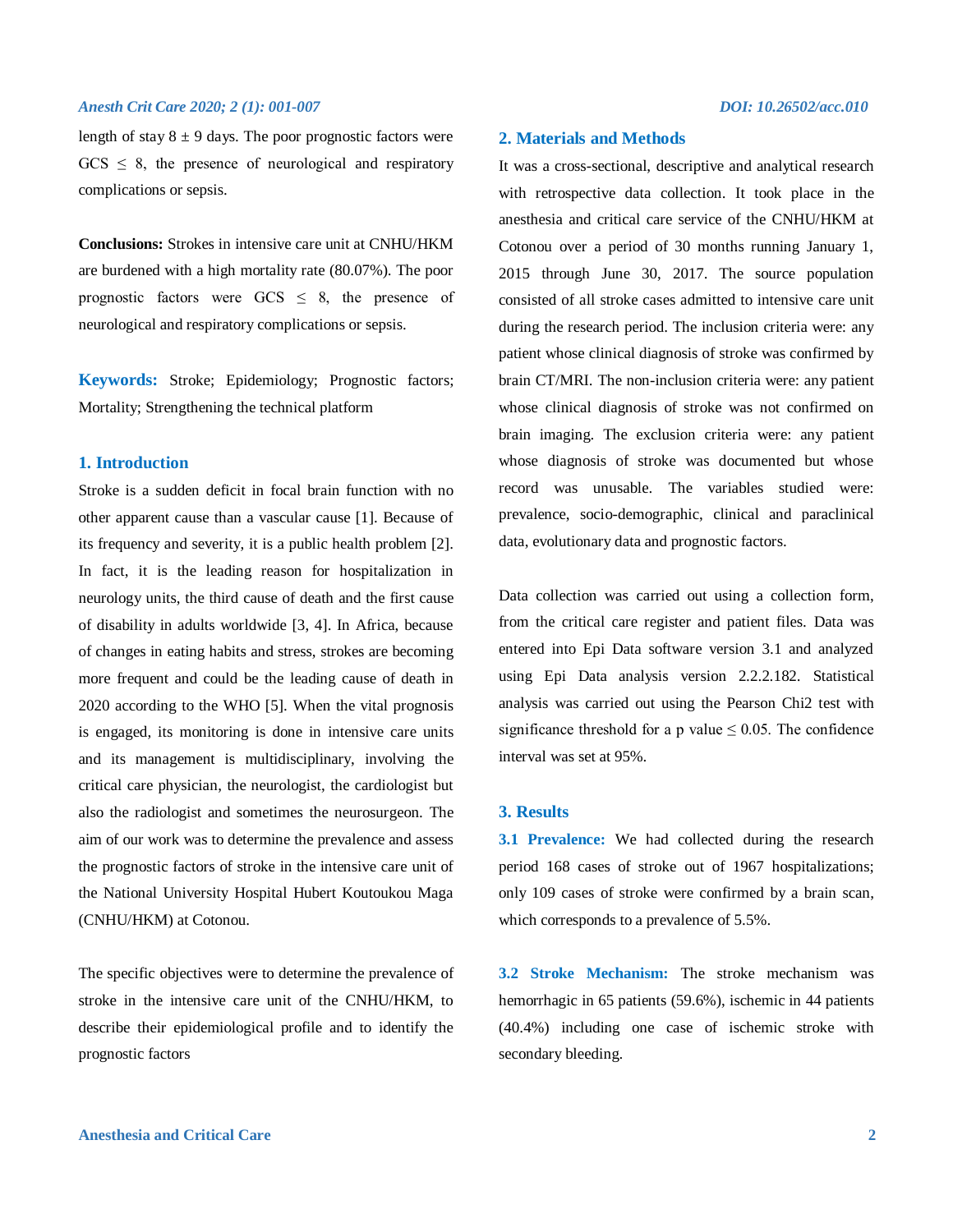length of stay 8 ± 9 days. The poor prognostic factors were GCS ≤ 8, the presence of neurological and respiratory complications or sepsis.

**Conclusions:** Strokes in intensive care unit at CNHU/HKM are burdened with a high mortality rate (80.07%). The poor prognostic factors were GCS ≤ 8, the presence of neurological and respiratory complications or sepsis.

**Keywords:** Stroke; Epidemiology; Prognostic factors; Mortality; Strengthening the technical platform

## 1. Introduction

Stroke is a sudden deficit in focal brain function with no other apparent cause than a vascular cause [1]. Because of its frequency and severity, it is a public health problem [2]. In fact, it is the leading reason for hospitalization in neurology units, the third cause of death and the first cause of disability in adults worldwide [3, 4]. In Africa, because of changes in eating habits and stress, strokes are becoming more frequent and could be the leading cause of death in 2020 according to the WHO [5]. When the vital prognosis is engaged, its monitoring is done in intensive care units and its management is multidisciplinary, involving the critical care physician, the neurologist, the cardiologist but also the radiologist and sometimes the neurosurgeon. The aim of our work was to determine the prevalence and assess the prognostic factors of stroke in the intensive care unit of the National University Hospital Hubert Koutoukou Maga (CNHU/HKM) at Cotonou.

The specific objectives were to determine the prevalence of stroke in the intensive care unit of the CNHU/HKM, to describe their epidemiological profile and to identify the prognostic factors

## 2. Materials and Methods

It was a cross-sectional, descriptive and analytical research with retrospective data collection. It took place in the anesthesia and critical care service of the CNHU/HKM at Cotonou over a period of 30 months running January 1, 2015 through June 30, 2017. The source population consisted of all stroke cases admitted to intensive care unit during the research period. The inclusion criteria were: any patient whose clinical diagnosis of stroke was confirmed by brain CT/MRI. The non-inclusion criteria were: any patient whose clinical diagnosis of stroke was not confirmed on brain imaging. The exclusion criteria were: any patient whose diagnosis of stroke was documented but whose record was unusable. The variables studied were: prevalence, socio-demographic, clinical and paraclinical data, evolutionary data and prognostic factors.

Data collection was carried out using a collection form, from the critical care register and patient files. Data was entered into Epi Data software version 3.1 and analyzed using Epi Data analysis version 2.2.2.182. Statistical analysis was carried out using the Pearson Chi2 test with significance threshold for a p value $\leq 0.05$. The confidence interval was set at 95%.

## 3. Results

**3.1 Prevalence:** We had collected during the research period 168 cases of stroke out of 1967 hospitalizations; only 109 cases of stroke were confirmed by a brain scan, which corresponds to a prevalence of 5.5%.

**3.2 Stroke Mechanism:** The stroke mechanism was hemorrhagic in 65 patients (59.6%), ischemic in 44 patients (40.4%) including one case of ischemic stroke with secondary bleeding.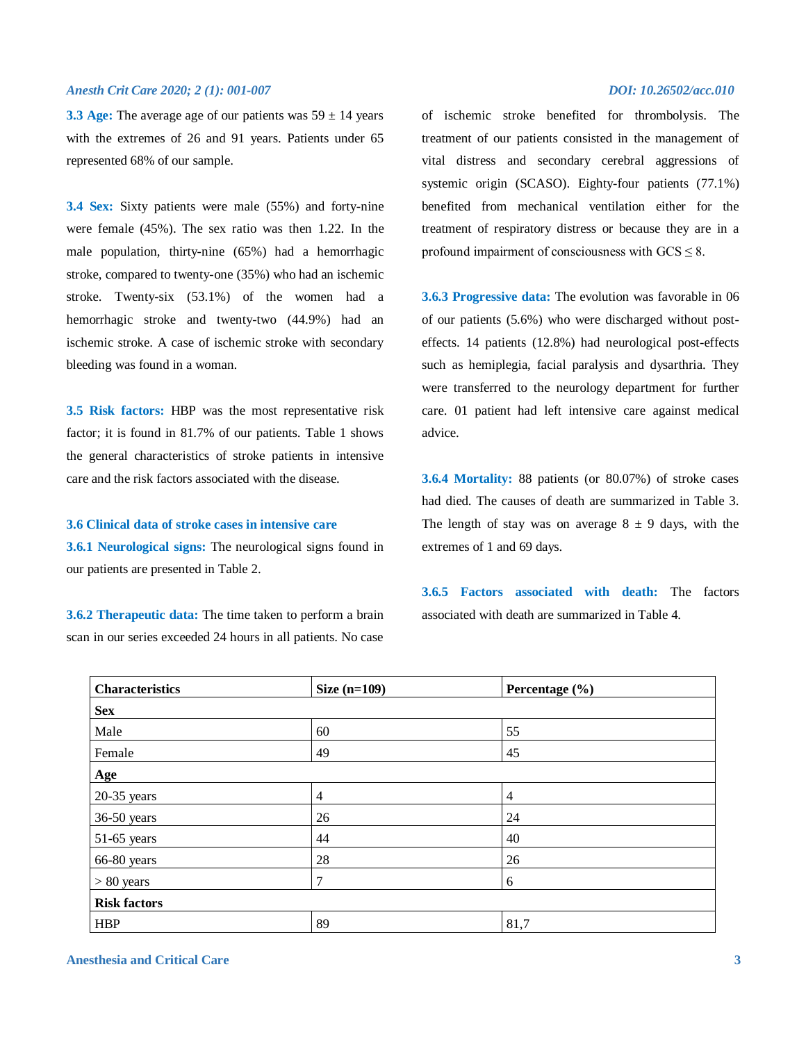**3.3 Age:** The average age of our patients was 59 ± 14 years with the extremes of 26 and 91 years. Patients under 65 represented 68% of our sample.

**3.4 Sex:** Sixty patients were male (55%) and forty-nine were female (45%). The sex ratio was then 1.22. In the male population, thirty-nine (65%) had a hemorrhagic stroke, compared to twenty-one (35%) who had an ischemic stroke. Twenty-six (53.1%) of the women had a hemorrhagic stroke and twenty-two (44.9%) had an ischemic stroke. A case of ischemic stroke with secondary bleeding was found in a woman.

**3.5 Risk factors:** HBP was the most representative risk factor; it is found in 81.7% of our patients. Table 1 shows the general characteristics of stroke patients in intensive care and the risk factors associated with the disease.

### 3.6 Clinical data of stroke cases in intensive care

**3.6.1 Neurological signs:** The neurological signs found in our patients are presented in Table 2.

**3.6.2 Therapeutic data:** The time taken to perform a brain scan in our series exceeded 24 hours in all patients. No case of ischemic stroke benefited for thrombolysis. The treatment of our patients consisted in the management of vital distress and secondary cerebral aggressions of systemic origin (SCASO). Eighty-four patients (77.1%) benefited from mechanical ventilation either for the treatment of respiratory distress or because they are in a profound impairment of consciousness with GCS ≤ 8.

**3.6.3 Progressive data:** The evolution was favorable in 06 of our patients (5.6%) who were discharged without post-effects. 14 patients (12.8%) had neurological post-effects such as hemiplegia, facial paralysis and dysarthria. They were transferred to the neurology department for further care. 01 patient had left intensive care against medical advice.

**3.6.4 Mortality:** 88 patients (or 80.07%) of stroke cases had died. The causes of death are summarized in Table 3. The length of stay was on average 8 ± 9 days, with the extremes of 1 and 69 days.

**3.6.5 Factors associated with death:** The factors associated with death are summarized in Table 4.

| Characteristics | Size (n=109) | Percentage (%) |
|---|---|---|
| **Sex** | | |
| Male | 60 | 55 |
| Female | 49 | 45 |
| **Age** | | |
| 20-35 years | 4 | 4 |
| 36-50 years | 26 | 24 |
| 51-65 years | 44 | 40 |
| 66-80 years | 28 | 26 |
| > 80 years | 7 | 6 |
| **Risk factors** | | |
| HBP | 89 | 81,7 |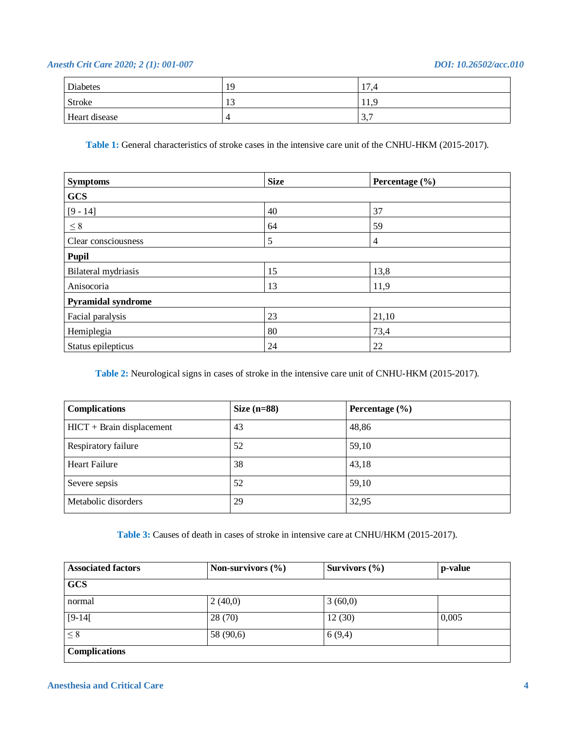| Diabetes | 19 | 17,4 |
|---|---|---|
| Stroke | 13 | 11,9 |
| Heart disease | 4 | 3,7 |

**Table 1:** General characteristics of stroke cases in the intensive care unit of the CNHU-HKM (2015-2017).

| Symptoms | Size | Percentage (%) |
|---|---|---|
| **GCS** | | |
| [9 - 14] | 40 | 37 |
| ≤ 8 | 64 | 59 |
| Clear consciousness | 5 | 4 |
| **Pupil** | | |
| Bilateral mydriasis | 15 | 13,8 |
| Anisocoria | 13 | 11,9 |
| **Pyramidal syndrome** | | |
| Facial paralysis | 23 | 21,10 |
| Hemiplegia | 80 | 73,4 |
| Status epilepticus | 24 | 22 |

**Table 2:** Neurological signs in cases of stroke in the intensive care unit of CNHU-HKM (2015-2017).

| Complications | Size (n=88) | Percentage (%) |
|---|---|---|
| HICT + Brain displacement | 43 | 48,86 |
| Respiratory failure | 52 | 59,10 |
| Heart Failure | 38 | 43,18 |
| Severe sepsis | 52 | 59,10 |
| Metabolic disorders | 29 | 32,95 |

**Table 3:** Causes of death in cases of stroke in intensive care at CNHU/HKM (2015-2017).

| Associated factors | Non-survivors (%) | Survivors (%) | p-value |
|---|---|---|---|
| **GCS** | | | |
| normal | 2 (40,0) | 3 (60,0) | |
| [9-14[ | 28 (70) | 12 (30) | 0,005 |
| ≤ 8 | 58 (90,6) | 6 (9,4) | |
| **Complications** | | | |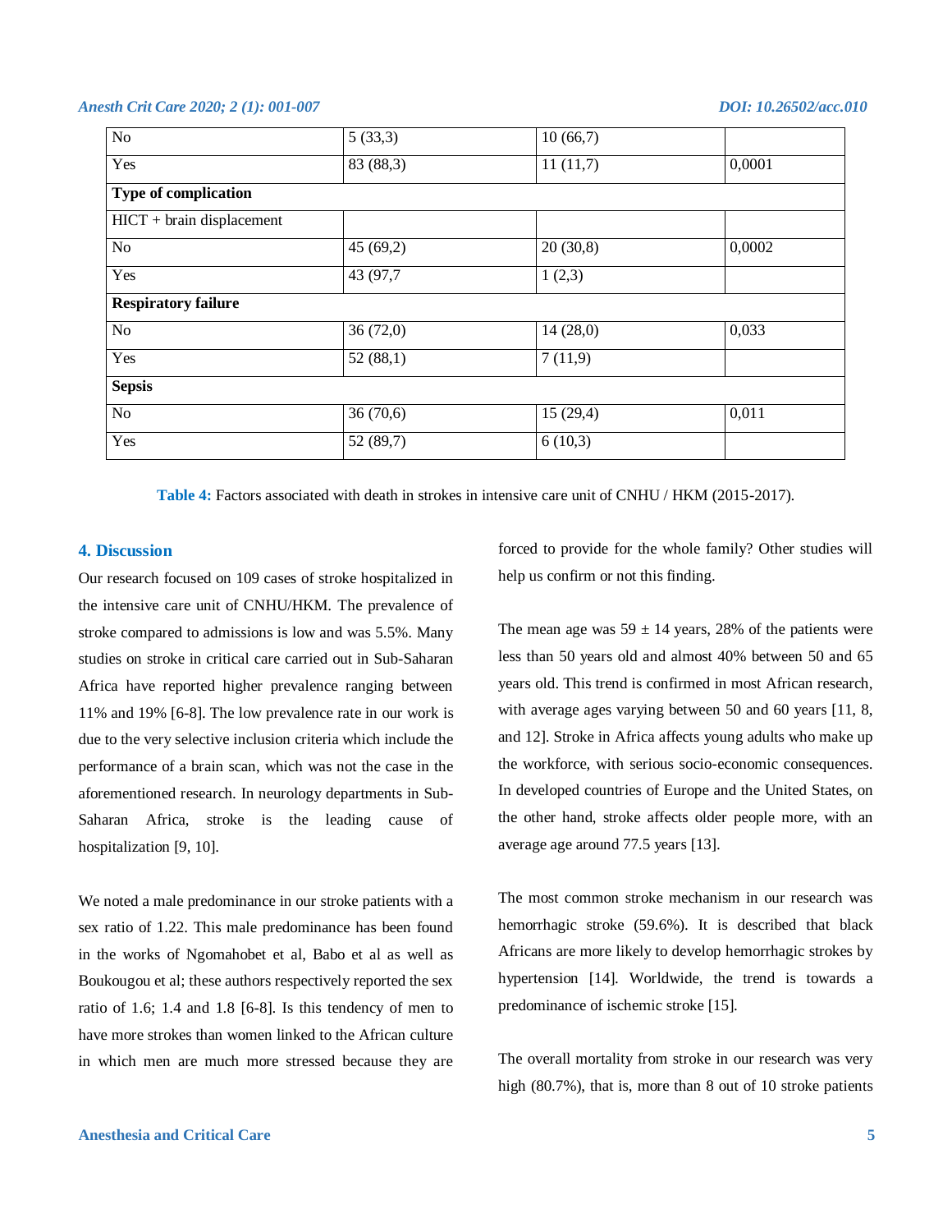| No | 5 (33,3) | 10 (66,7) | |
|---|---|---|---|
| Yes | 83 (88,3) | 11 (11,7) | 0,0001 |
| **Type of complication** | | | |
| HICT + brain displacement | | | |
| No | 45 (69,2) | 20 (30,8) | 0,0002 |
| Yes | 43 (97,7 | 1 (2,3) | |
| **Respiratory failure** | | | |
| No | 36 (72,0) | 14 (28,0) | 0,033 |
| Yes | 52 (88,1) | 7 (11,9) | |
| **Sepsis** | | | |
| No | 36 (70,6) | 15 (29,4) | 0,011 |
| Yes | 52 (89,7) | 6 (10,3) | |

**Table 4:** Factors associated with death in strokes in intensive care unit of CNHU / HKM (2015-2017).

## 4. Discussion

Our research focused on 109 cases of stroke hospitalized in the intensive care unit of CNHU/HKM. The prevalence of stroke compared to admissions is low and was 5.5%. Many studies on stroke in critical care carried out in Sub-Saharan Africa have reported higher prevalence ranging between 11% and 19% [6-8]. The low prevalence rate in our work is due to the very selective inclusion criteria which include the performance of a brain scan, which was not the case in the aforementioned research. In neurology departments in Sub-Saharan Africa, stroke is the leading cause of hospitalization [9, 10].

We noted a male predominance in our stroke patients with a sex ratio of 1.22. This male predominance has been found in the works of Ngomahobet et al, Babo et al as well as Boukougou et al; these authors respectively reported the sex ratio of 1.6; 1.4 and 1.8 [6-8]. Is this tendency of men to have more strokes than women linked to the African culture in which men are much more stressed because they are forced to provide for the whole family? Other studies will help us confirm or not this finding.

The mean age was 59 ± 14 years, 28% of the patients were less than 50 years old and almost 40% between 50 and 65 years old. This trend is confirmed in most African research, with average ages varying between 50 and 60 years [11, 8, and 12]. Stroke in Africa affects young adults who make up the workforce, with serious socio-economic consequences. In developed countries of Europe and the United States, on the other hand, stroke affects older people more, with an average age around 77.5 years [13].

The most common stroke mechanism in our research was hemorrhagic stroke (59.6%). It is described that black Africans are more likely to develop hemorrhagic strokes by hypertension [14]. Worldwide, the trend is towards a predominance of ischemic stroke [15].

The overall mortality from stroke in our research was very high (80.7%), that is, more than 8 out of 10 stroke patients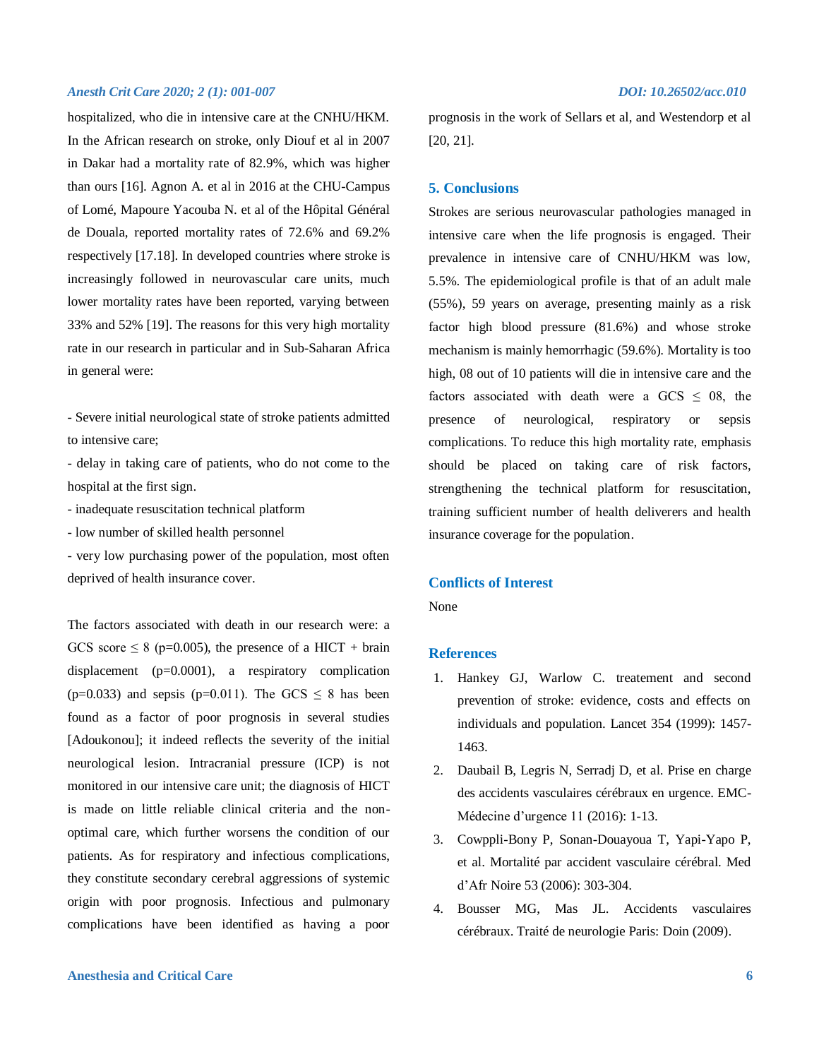hospitalized, who die in intensive care at the CNHU/HKM. In the African research on stroke, only Diouf et al in 2007 in Dakar had a mortality rate of 82.9%, which was higher than ours [16]. Agnon A. et al in 2016 at the CHU-Campus of Lomé, Mapoure Yacouba N. et al of the Hôpital Général de Douala, reported mortality rates of 72.6% and 69.2% respectively [17.18]. In developed countries where stroke is increasingly followed in neurovascular care units, much lower mortality rates have been reported, varying between 33% and 52% [19]. The reasons for this very high mortality rate in our research in particular and in Sub-Saharan Africa in general were:

- Severe initial neurological state of stroke patients admitted to intensive care;
- delay in taking care of patients, who do not come to the hospital at the first sign.
- inadequate resuscitation technical platform
- low number of skilled health personnel
- very low purchasing power of the population, most often deprived of health insurance cover.

The factors associated with death in our research were: a GCS score ≤ 8 ($p=0.005$), the presence of a HICT + brain displacement ($p=0.0001$), a respiratory complication ($p=0.033$) and sepsis ($p=0.011$). The GCS ≤ 8 has been found as a factor of poor prognosis in several studies [Adoukonou]; it indeed reflects the severity of the initial neurological lesion. Intracranial pressure (ICP) is not monitored in our intensive care unit; the diagnosis of HICT is made on little reliable clinical criteria and the non-optimal care, which further worsens the condition of our patients. As for respiratory and infectious complications, they constitute secondary cerebral aggressions of systemic origin with poor prognosis. Infectious and pulmonary complications have been identified as having a poor prognosis in the work of Sellars et al, and Westendorp et al [20, 21].

## 5. Conclusions

Strokes are serious neurovascular pathologies managed in intensive care when the life prognosis is engaged. Their prevalence in intensive care of CNHU/HKM was low, 5.5%. The epidemiological profile is that of an adult male (55%), 59 years on average, presenting mainly as a risk factor high blood pressure (81.6%) and whose stroke mechanism is mainly hemorrhagic (59.6%). Mortality is too high, 08 out of 10 patients will die in intensive care and the factors associated with death were a GCS ≤ 08, the presence of neurological, respiratory or sepsis complications. To reduce this high mortality rate, emphasis should be placed on taking care of risk factors, strengthening the technical platform for resuscitation, training sufficient number of health deliverers and health insurance coverage for the population.

## Conflicts of Interest

None

## References

1. Hankey GJ, Warlow C. treatement and second prevention of stroke: evidence, costs and effects on individuals and population. Lancet 354 (1999): 1457-1463.
2. Daubail B, Legris N, Serradj D, et al. Prise en charge des accidents vasculaires cérébraux en urgence. EMC-Médecine d'urgence 11 (2016): 1-13.
3. Cowppli-Bony P, Sonan-Douayoua T, Yapi-Yapo P, et al. Mortalité par accident vasculaire cérébral. Med d'Afr Noire 53 (2006): 303-304.
4. Bousser MG, Mas JL. Accidents vasculaires cérébraux. Traité de neurologie Paris: Doin (2009).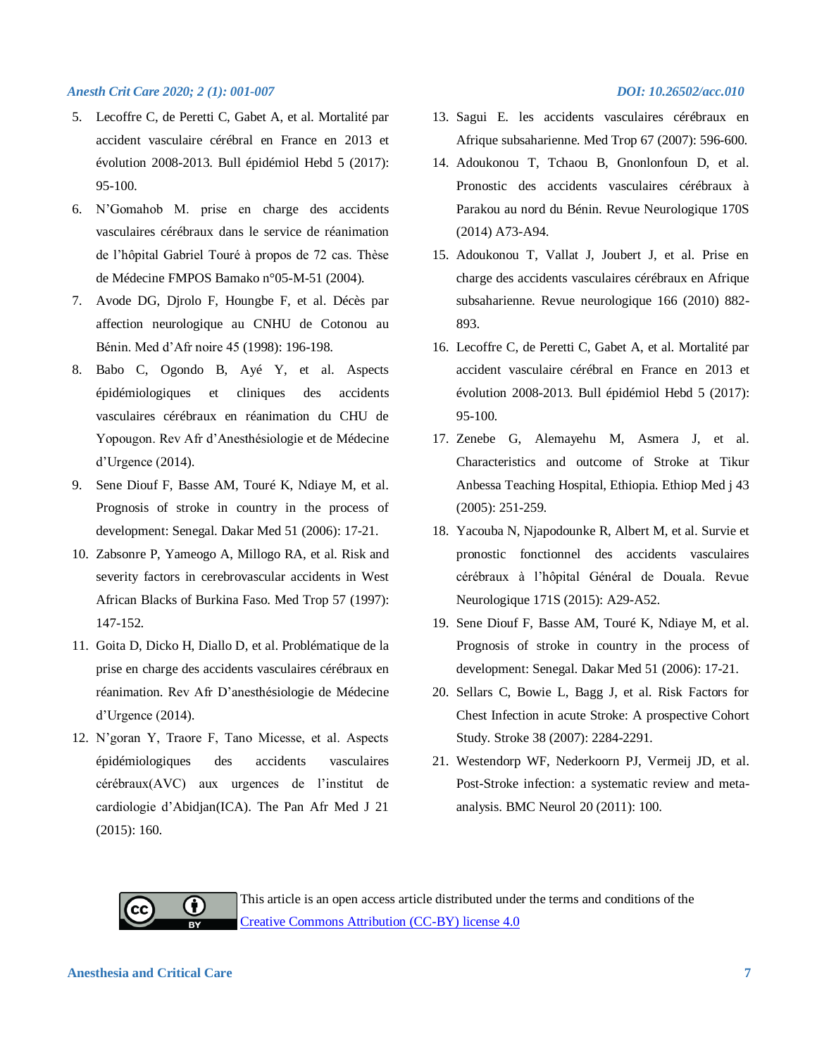5. Lecoffre C, de Peretti C, Gabet A, et al. Mortalité par accident vasculaire cérébral en France en 2013 et évolution 2008-2013. Bull épidémiol Hebd 5 (2017): 95-100.
6. N'Gomahob M. prise en charge des accidents vasculaires cérébraux dans le service de réanimation de l'hôpital Gabriel Touré à propos de 72 cas. Thèse de Médecine FMPOS Bamako n°05-M-51 (2004).
7. Avode DG, Djrolo F, Houngbe F, et al. Décès par affection neurologique au CNHU de Cotonou au Bénin. Med d'Afr noire 45 (1998): 196-198.
8. Babo C, Ogondo B, Ayé Y, et al. Aspects épidémiologiques et cliniques des accidents vasculaires cérébraux en réanimation du CHU de Yopougon. Rev Afr d'Anesthésiologie et de Médecine d'Urgence (2014).
9. Sene Diouf F, Basse AM, Touré K, Ndiaye M, et al. Prognosis of stroke in country in the process of development: Senegal. Dakar Med 51 (2006): 17-21.
10. Zabsonre P, Yameogo A, Millogo RA, et al. Risk and severity factors in cerebrovascular accidents in West African Blacks of Burkina Faso. Med Trop 57 (1997): 147-152.
11. Goita D, Dicko H, Diallo D, et al. Problématique de la prise en charge des accidents vasculaires cérébraux en réanimation. Rev Afr D'anesthésiologie de Médecine d'Urgence (2014).
12. N'goran Y, Traore F, Tano Micesse, et al. Aspects épidémiologiques des accidents vasculaires cérébraux(AVC) aux urgences de l'institut de cardiologie d'Abidjan(ICA). The Pan Afr Med J 21 (2015): 160.
13. Sagui E. les accidents vasculaires cérébraux en Afrique subsaharienne. Med Trop 67 (2007): 596-600.
14. Adoukonou T, Tchaou B, Gnonlonfoun D, et al. Pronostic des accidents vasculaires cérébraux à Parakou au nord du Bénin. Revue Neurologique 170S (2014) A73-A94.
15. Adoukonou T, Vallat J, Joubert J, et al. Prise en charge des accidents vasculaires cérébraux en Afrique subsaharienne. Revue neurologique 166 (2010) 882-893.
16. Lecoffre C, de Peretti C, Gabet A, et al. Mortalité par accident vasculaire cérébral en France en 2013 et évolution 2008-2013. Bull épidémiol Hebd 5 (2017): 95-100.
17. Zenebe G, Alemayehu M, Asmera J, et al. Characteristics and outcome of Stroke at Tikur Anbessa Teaching Hospital, Ethiopia. Ethiop Med j 43 (2005): 251-259.
18. Yacouba N, Njapodounke R, Albert M, et al. Survie et pronostic fonctionnel des accidents vasculaires cérébraux à l'hôpital Général de Douala. Revue Neurologique 171S (2015): A29-A52.
19. Sene Diouf F, Basse AM, Touré K, Ndiaye M, et al. Prognosis of stroke in country in the process of development: Senegal. Dakar Med 51 (2006): 17-21.
20. Sellars C, Bowie L, Bagg J, et al. Risk Factors for Chest Infection in acute Stroke: A prospective Cohort Study. Stroke 38 (2007): 2284-2291.
21. Westendorp WF, Nederkoorn PJ, Vermeij JD, et al. Post-Stroke infection: a systematic review and meta-analysis. BMC Neurol 20 (2011): 100.

This article is an open access article distributed under the terms and conditions of the [Creative Commons Attribution (CC-BY) license 4.0](https://creativecommons.org/licenses/by/4.0/)